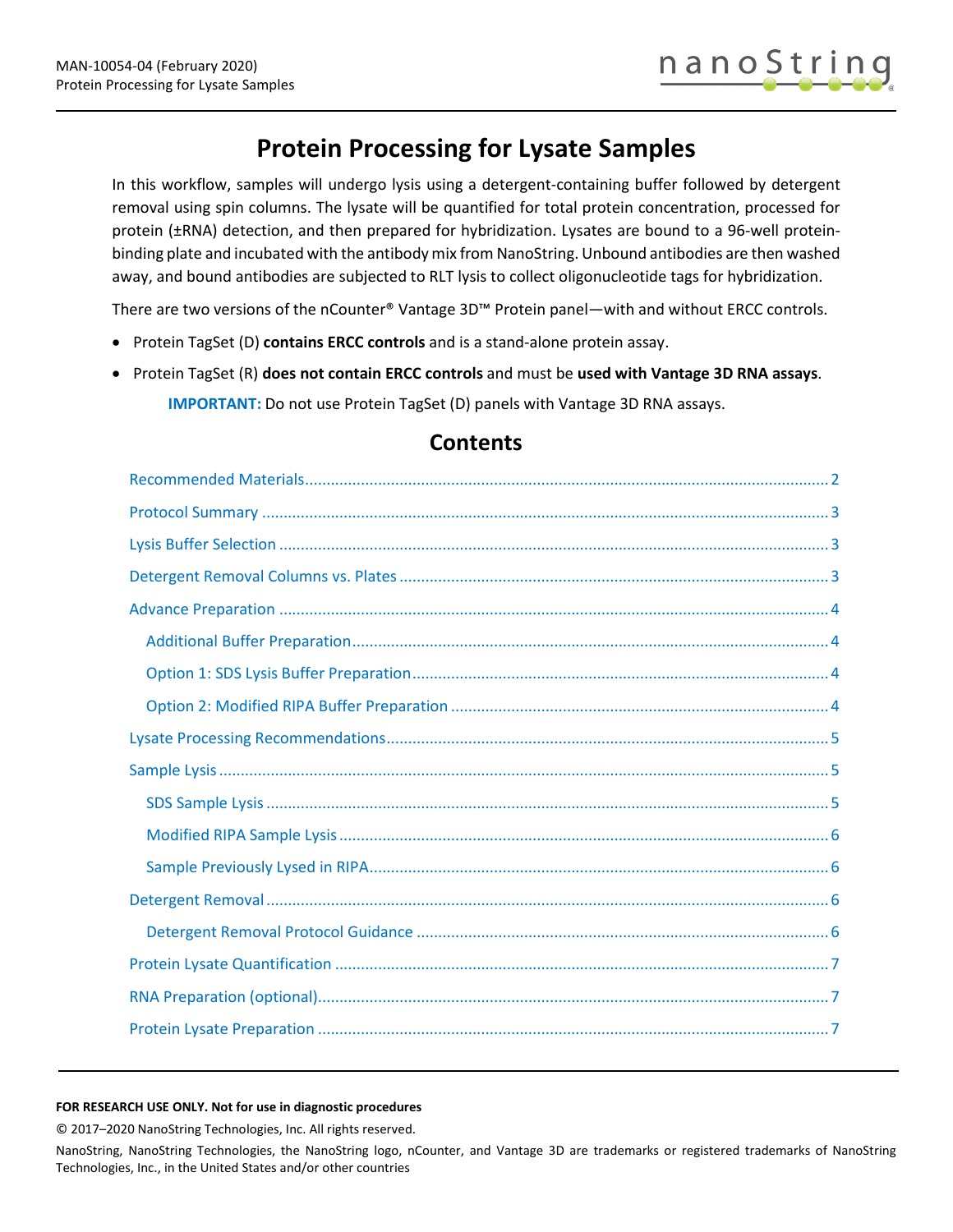# Protein Processing for Lysate Samples

In this workflow, samples will undergo lysis using a detergent-containing buffer followed by detergent removal using spin columns. The lysate will be quantified for total protein concentration, processed for protein (±RNA) detection, and then prepared for hybridization. Lysates are bound to a 96-well protein-binding plate and incubated with the antibody mix from NanoString. Unbound antibodies are then washed away, and bound antibodies are subjected to RLT lysis to collect oligonucleotide tags for hybridization.

There are two versions of the nCounter® Vantage 3D™ Protein panel—with and without ERCC controls.

- Protein TagSet (D) **contains ERCC controls** and is a stand-alone protein assay.
- Protein TagSet (R) **does not contain ERCC controls** and must be **used with Vantage 3D RNA assays**.

  **IMPORTANT:** Do not use Protein TagSet (D) panels with Vantage 3D RNA assays.

## Contents

- Recommended Materials ... 2
- Protocol Summary ... 3
- Lysis Buffer Selection ... 3
- Detergent Removal Columns vs. Plates ... 3
- Advance Preparation ... 4
  - Additional Buffer Preparation ... 4
  - Option 1: SDS Lysis Buffer Preparation ... 4
  - Option 2: Modified RIPA Buffer Preparation ... 4
- Lysate Processing Recommendations ... 5
- Sample Lysis ... 5
  - SDS Sample Lysis ... 5
  - Modified RIPA Sample Lysis ... 6
  - Sample Previously Lysed in RIPA ... 6
- Detergent Removal ... 6
  - Detergent Removal Protocol Guidance ... 6
- Protein Lysate Quantification ... 7
- RNA Preparation (optional) ... 7
- Protein Lysate Preparation ... 7

**FOR RESEARCH USE ONLY. Not for use in diagnostic procedures**

© 2017–2020 NanoString Technologies, Inc. All rights reserved.

NanoString, NanoString Technologies, the NanoString logo, nCounter, and Vantage 3D are trademarks or registered trademarks of NanoString Technologies, Inc., in the United States and/or other countries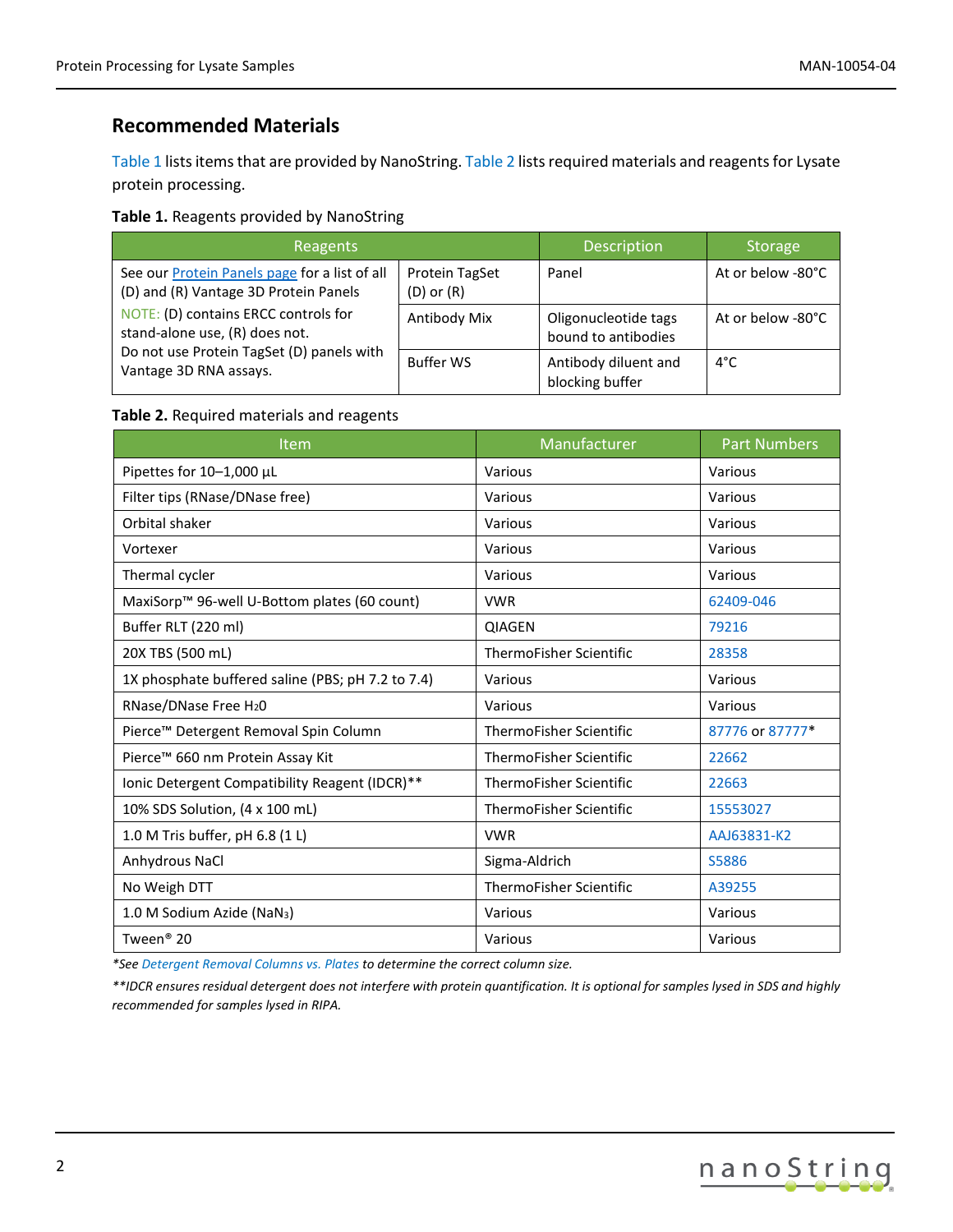## Recommended Materials

Table 1 lists items that are provided by NanoString. Table 2 lists required materials and reagents for Lysate protein processing.

**Table 1.** Reagents provided by NanoString

| Reagents | | Description | Storage |
|---|---|---|---|
| See our Protein Panels page for a list of all (D) and (R) Vantage 3D Protein Panels<br>NOTE: (D) contains ERCC controls for stand-alone use, (R) does not.<br>Do not use Protein TagSet (D) panels with Vantage 3D RNA assays. | Protein TagSet (D) or (R) | Panel | At or below -80°C |
| | Antibody Mix | Oligonucleotide tags bound to antibodies | At or below -80°C |
| | Buffer WS | Antibody diluent and blocking buffer | 4°C |

**Table 2.** Required materials and reagents

| Item | Manufacturer | Part Numbers |
|---|---|---|
| Pipettes for 10–1,000 µL | Various | Various |
| Filter tips (RNase/DNase free) | Various | Various |
| Orbital shaker | Various | Various |
| Vortexer | Various | Various |
| Thermal cycler | Various | Various |
| MaxiSorp™ 96-well U-Bottom plates (60 count) | VWR | 62409-046 |
| Buffer RLT (220 ml) | QIAGEN | 79216 |
| 20X TBS (500 mL) | ThermoFisher Scientific | 28358 |
| 1X phosphate buffered saline (PBS; pH 7.2 to 7.4) | Various | Various |
| RNase/DNase Free $H_2O$ | Various | Various |
| Pierce™ Detergent Removal Spin Column | ThermoFisher Scientific | 87776 or 87777* |
| Pierce™ 660 nm Protein Assay Kit | ThermoFisher Scientific | 22662 |
| Ionic Detergent Compatibility Reagent (IDCR)** | ThermoFisher Scientific | 22663 |
| 10% SDS Solution, (4 x 100 mL) | ThermoFisher Scientific | 15553027 |
| 1.0 M Tris buffer, pH 6.8 (1 L) | VWR | AAJ63831-K2 |
| Anhydrous NaCl | Sigma-Aldrich | S5886 |
| No Weigh DTT | ThermoFisher Scientific | A39255 |
| 1.0 M Sodium Azide ($NaN_3$) | Various | Various |
| Tween® 20 | Various | Various |

**See Detergent Removal Columns vs. Plates to determine the correct column size.*

***IDCR ensures residual detergent does not interfere with protein quantification. It is optional for samples lysed in SDS and highly recommended for samples lysed in RIPA.*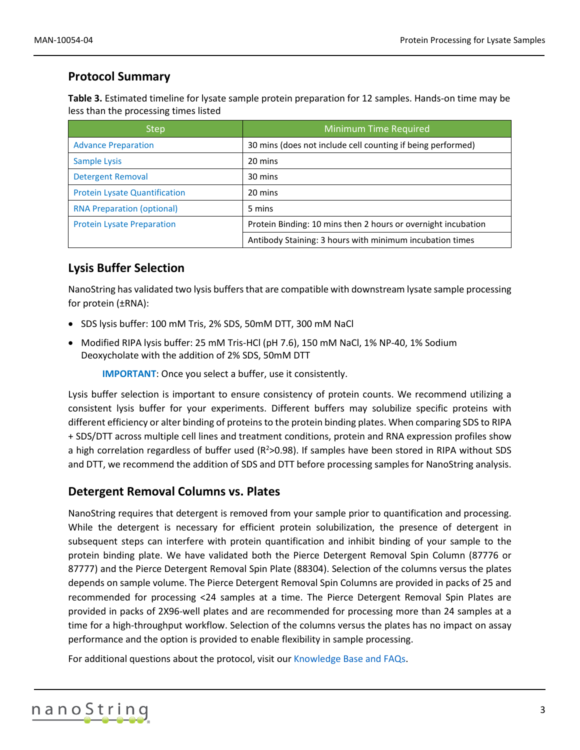## Protocol Summary

**Table 3.** Estimated timeline for lysate sample protein preparation for 12 samples. Hands-on time may be less than the processing times listed

| Step | Minimum Time Required |
|---|---|
| Advance Preparation | 30 mins (does not include cell counting if being performed) |
| Sample Lysis | 20 mins |
| Detergent Removal | 30 mins |
| Protein Lysate Quantification | 20 mins |
| RNA Preparation (optional) | 5 mins |
| Protein Lysate Preparation | Protein Binding: 10 mins then 2 hours or overnight incubation |
| | Antibody Staining: 3 hours with minimum incubation times |

## Lysis Buffer Selection

NanoString has validated two lysis buffers that are compatible with downstream lysate sample processing for protein (±RNA):

- SDS lysis buffer: 100 mM Tris, 2% SDS, 50mM DTT, 300 mM NaCl
- Modified RIPA lysis buffer: 25 mM Tris-HCl (pH 7.6), 150 mM NaCl, 1% NP-40, 1% Sodium Deoxycholate with the addition of 2% SDS, 50mM DTT

  **IMPORTANT**: Once you select a buffer, use it consistently.

Lysis buffer selection is important to ensure consistency of protein counts. We recommend utilizing a consistent lysis buffer for your experiments. Different buffers may solubilize specific proteins with different efficiency or alter binding of proteins to the protein binding plates. When comparing SDS to RIPA + SDS/DTT across multiple cell lines and treatment conditions, protein and RNA expression profiles show a high correlation regardless of buffer used ($R^2$>0.98). If samples have been stored in RIPA without SDS and DTT, we recommend the addition of SDS and DTT before processing samples for NanoString analysis.

## Detergent Removal Columns vs. Plates

NanoString requires that detergent is removed from your sample prior to quantification and processing. While the detergent is necessary for efficient protein solubilization, the presence of detergent in subsequent steps can interfere with protein quantification and inhibit binding of your sample to the protein binding plate. We have validated both the Pierce Detergent Removal Spin Column (87776 or 87777) and the Pierce Detergent Removal Spin Plate (88304). Selection of the columns versus the plates depends on sample volume. The Pierce Detergent Removal Spin Columns are provided in packs of 25 and recommended for processing <24 samples at a time. The Pierce Detergent Removal Spin Plates are provided in packs of 2X96-well plates and are recommended for processing more than 24 samples at a time for a high-throughput workflow. Selection of the columns versus the plates has no impact on assay performance and the option is provided to enable flexibility in sample processing.

For additional questions about the protocol, visit our Knowledge Base and FAQs.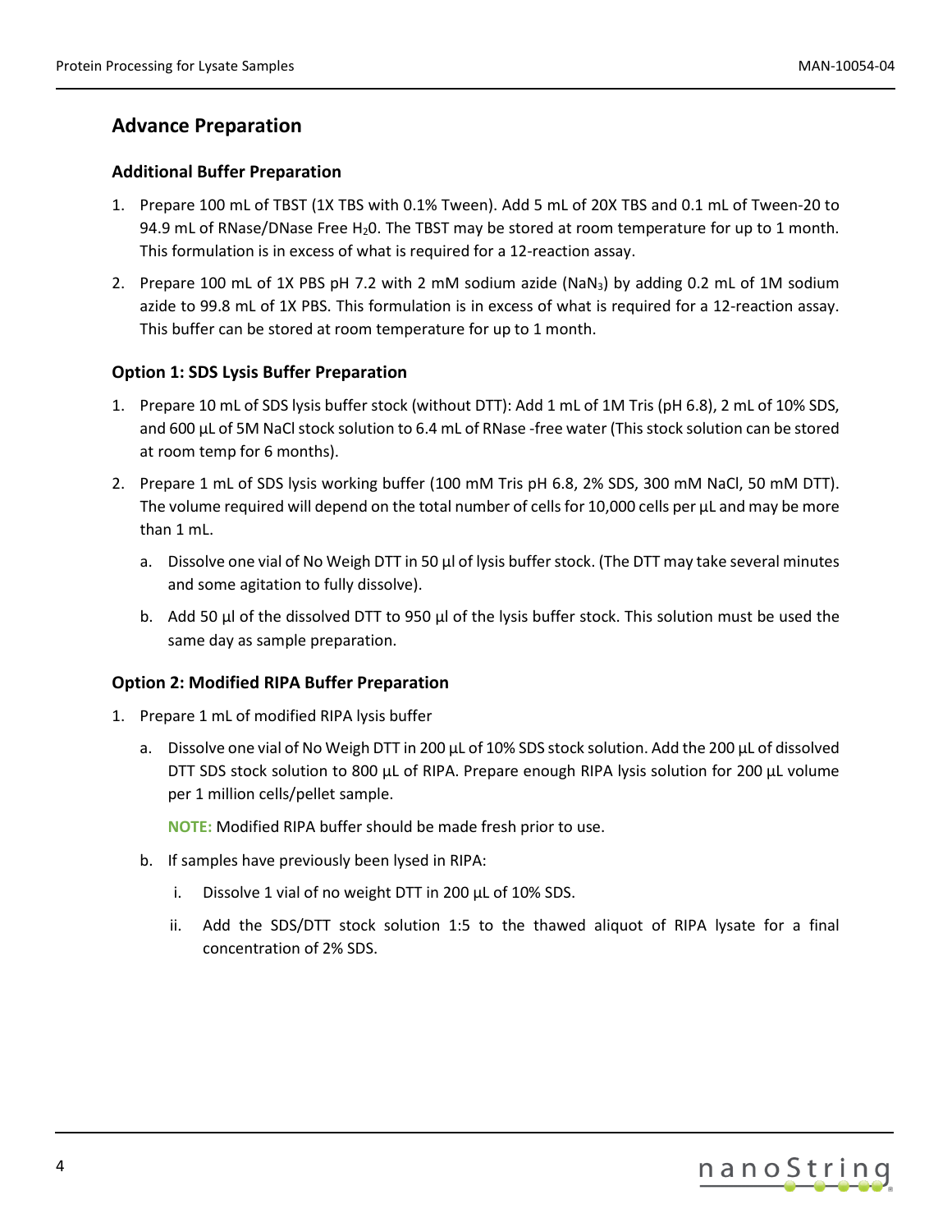## Advance Preparation

### Additional Buffer Preparation

1. Prepare 100 mL of TBST (1X TBS with 0.1% Tween). Add 5 mL of 20X TBS and 0.1 mL of Tween-20 to 94.9 mL of RNase/DNase Free $H_20$. The TBST may be stored at room temperature for up to 1 month. This formulation is in excess of what is required for a 12-reaction assay.
2. Prepare 100 mL of 1X PBS pH 7.2 with 2 mM sodium azide ($NaN_3$) by adding 0.2 mL of 1M sodium azide to 99.8 mL of 1X PBS. This formulation is in excess of what is required for a 12-reaction assay. This buffer can be stored at room temperature for up to 1 month.

### Option 1: SDS Lysis Buffer Preparation

1. Prepare 10 mL of SDS lysis buffer stock (without DTT): Add 1 mL of 1M Tris (pH 6.8), 2 mL of 10% SDS, and 600 µL of 5M NaCl stock solution to 6.4 mL of RNase -free water (This stock solution can be stored at room temp for 6 months).
2. Prepare 1 mL of SDS lysis working buffer (100 mM Tris pH 6.8, 2% SDS, 300 mM NaCl, 50 mM DTT). The volume required will depend on the total number of cells for 10,000 cells per µL and may be more than 1 mL.
   a. Dissolve one vial of No Weigh DTT in 50 µl of lysis buffer stock. (The DTT may take several minutes and some agitation to fully dissolve).
   b. Add 50 µl of the dissolved DTT to 950 µl of the lysis buffer stock. This solution must be used the same day as sample preparation.

### Option 2: Modified RIPA Buffer Preparation

1. Prepare 1 mL of modified RIPA lysis buffer
   a. Dissolve one vial of No Weigh DTT in 200 µL of 10% SDS stock solution. Add the 200 µL of dissolved DTT SDS stock solution to 800 µL of RIPA. Prepare enough RIPA lysis solution for 200 µL volume per 1 million cells/pellet sample.

      **NOTE:** Modified RIPA buffer should be made fresh prior to use.

   b. If samples have previously been lysed in RIPA:
      i. Dissolve 1 vial of no weight DTT in 200 µL of 10% SDS.
      ii. Add the SDS/DTT stock solution 1:5 to the thawed aliquot of RIPA lysate for a final concentration of 2% SDS.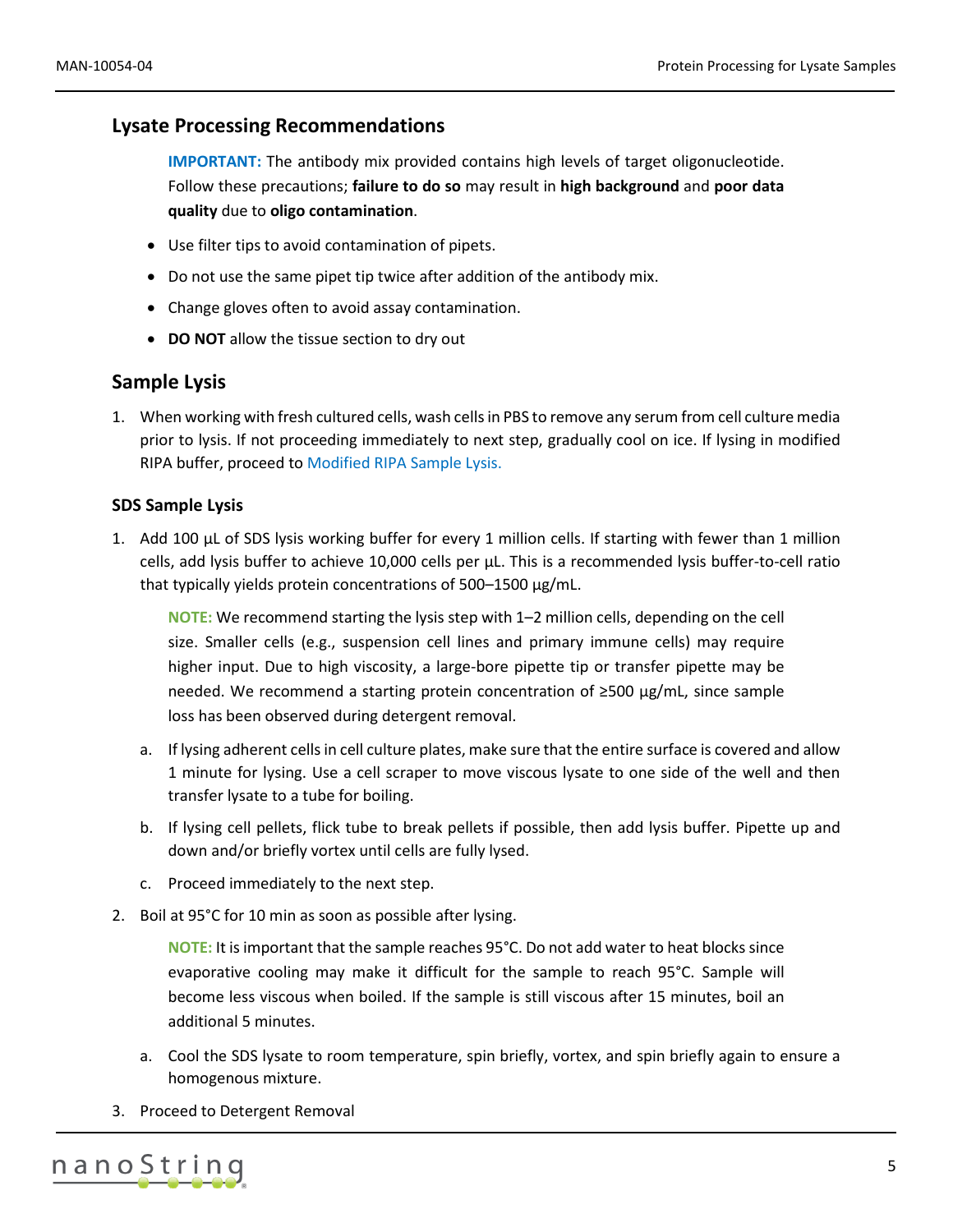## Lysate Processing Recommendations

> **IMPORTANT:** The antibody mix provided contains high levels of target oligonucleotide. Follow these precautions; **failure to do so** may result in **high background** and **poor data quality** due to **oligo contamination**.

- Use filter tips to avoid contamination of pipets.
- Do not use the same pipet tip twice after addition of the antibody mix.
- Change gloves often to avoid assay contamination.
- **DO NOT** allow the tissue section to dry out

## Sample Lysis

1. When working with fresh cultured cells, wash cells in PBS to remove any serum from cell culture media prior to lysis. If not proceeding immediately to next step, gradually cool on ice. If lysing in modified RIPA buffer, proceed to Modified RIPA Sample Lysis.

### SDS Sample Lysis

1. Add 100 µL of SDS lysis working buffer for every 1 million cells. If starting with fewer than 1 million cells, add lysis buffer to achieve 10,000 cells per µL. This is a recommended lysis buffer-to-cell ratio that typically yields protein concentrations of 500–1500 µg/mL.

   > **NOTE:** We recommend starting the lysis step with 1–2 million cells, depending on the cell size. Smaller cells (e.g., suspension cell lines and primary immune cells) may require higher input. Due to high viscosity, a large-bore pipette tip or transfer pipette may be needed. We recommend a starting protein concentration of ≥500 µg/mL, since sample loss has been observed during detergent removal.

   a. If lysing adherent cells in cell culture plates, make sure that the entire surface is covered and allow 1 minute for lysing. Use a cell scraper to move viscous lysate to one side of the well and then transfer lysate to a tube for boiling.

   b. If lysing cell pellets, flick tube to break pellets if possible, then add lysis buffer. Pipette up and down and/or briefly vortex until cells are fully lysed.

   c. Proceed immediately to the next step.

2. Boil at 95°C for 10 min as soon as possible after lysing.

   > **NOTE:** It is important that the sample reaches 95°C. Do not add water to heat blocks since evaporative cooling may make it difficult for the sample to reach 95°C. Sample will become less viscous when boiled. If the sample is still viscous after 15 minutes, boil an additional 5 minutes.

   a. Cool the SDS lysate to room temperature, spin briefly, vortex, and spin briefly again to ensure a homogenous mixture.

3. Proceed to Detergent Removal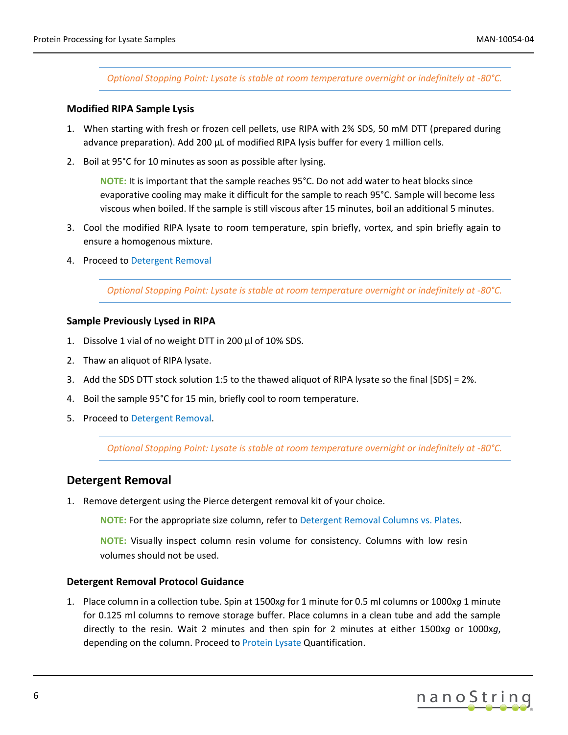*Optional Stopping Point: Lysate is stable at room temperature overnight or indefinitely at -80°C.*

### Modified RIPA Sample Lysis

1. When starting with fresh or frozen cell pellets, use RIPA with 2% SDS, 50 mM DTT (prepared during advance preparation). Add 200 µL of modified RIPA lysis buffer for every 1 million cells.
2. Boil at 95°C for 10 minutes as soon as possible after lysing.

   **NOTE:** It is important that the sample reaches 95°C. Do not add water to heat blocks since evaporative cooling may make it difficult for the sample to reach 95°C. Sample will become less viscous when boiled. If the sample is still viscous after 15 minutes, boil an additional 5 minutes.

3. Cool the modified RIPA lysate to room temperature, spin briefly, vortex, and spin briefly again to ensure a homogenous mixture.
4. Proceed to Detergent Removal

*Optional Stopping Point: Lysate is stable at room temperature overnight or indefinitely at -80°C.*

### Sample Previously Lysed in RIPA

1. Dissolve 1 vial of no weight DTT in 200 µl of 10% SDS.
2. Thaw an aliquot of RIPA lysate.
3. Add the SDS DTT stock solution 1:5 to the thawed aliquot of RIPA lysate so the final [SDS] = 2%.
4. Boil the sample 95°C for 15 min, briefly cool to room temperature.
5. Proceed to Detergent Removal.

*Optional Stopping Point: Lysate is stable at room temperature overnight or indefinitely at -80°C.*

## Detergent Removal

1. Remove detergent using the Pierce detergent removal kit of your choice.

   **NOTE:** For the appropriate size column, refer to Detergent Removal Columns vs. Plates.

   **NOTE:** Visually inspect column resin volume for consistency. Columns with low resin volumes should not be used.

### Detergent Removal Protocol Guidance

1. Place column in a collection tube. Spin at 1500x*g* for 1 minute for 0.5 ml columns or 1000x*g* 1 minute for 0.125 ml columns to remove storage buffer. Place columns in a clean tube and add the sample directly to the resin. Wait 2 minutes and then spin for 2 minutes at either 1500x*g* or 1000x*g*, depending on the column. Proceed to Protein Lysate Quantification.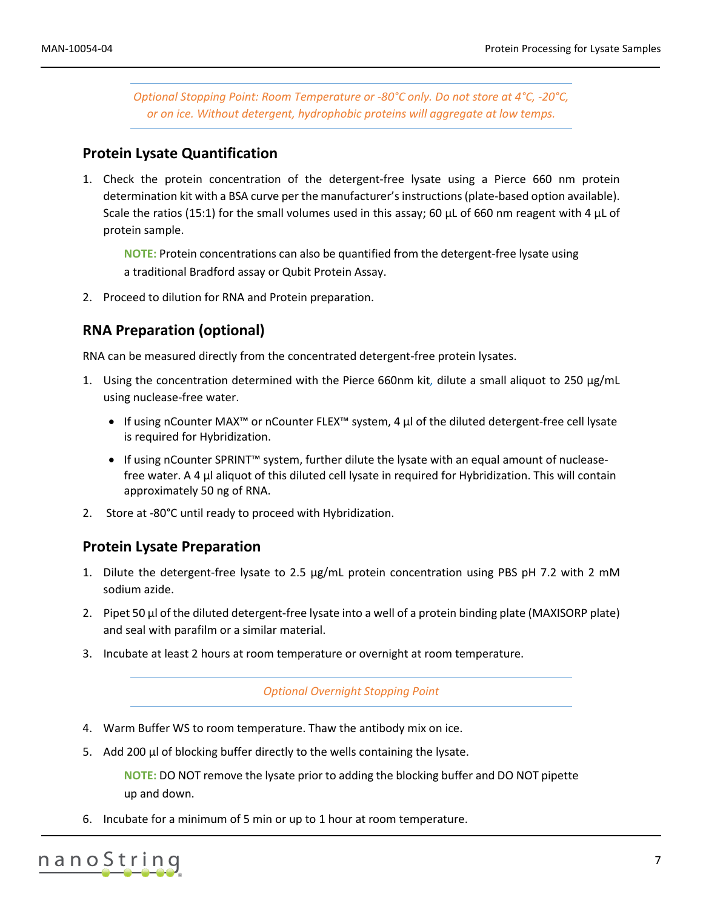*Optional Stopping Point: Room Temperature or -80°C only. Do not store at 4°C, -20°C, or on ice. Without detergent, hydrophobic proteins will aggregate at low temps.*

## Protein Lysate Quantification

1. Check the protein concentration of the detergent-free lysate using a Pierce 660 nm protein determination kit with a BSA curve per the manufacturer's instructions (plate-based option available). Scale the ratios (15:1) for the small volumes used in this assay; 60 µL of 660 nm reagent with 4 µL of protein sample.

   **NOTE:** Protein concentrations can also be quantified from the detergent-free lysate using a traditional Bradford assay or Qubit Protein Assay.

2. Proceed to dilution for RNA and Protein preparation.

## RNA Preparation (optional)

RNA can be measured directly from the concentrated detergent-free protein lysates.

1. Using the concentration determined with the Pierce 660nm kit, dilute a small aliquot to 250 µg/mL using nuclease-free water.
   - If using nCounter MAX™ or nCounter FLEX™ system, 4 µl of the diluted detergent-free cell lysate is required for Hybridization.
   - If using nCounter SPRINT™ system, further dilute the lysate with an equal amount of nuclease-free water. A 4 µl aliquot of this diluted cell lysate in required for Hybridization. This will contain approximately 50 ng of RNA.
2. Store at -80°C until ready to proceed with Hybridization.

## Protein Lysate Preparation

1. Dilute the detergent-free lysate to 2.5 µg/mL protein concentration using PBS pH 7.2 with 2 mM sodium azide.
2. Pipet 50 µl of the diluted detergent-free lysate into a well of a protein binding plate (MAXISORP plate) and seal with parafilm or a similar material.
3. Incubate at least 2 hours at room temperature or overnight at room temperature.

   *Optional Overnight Stopping Point*

4. Warm Buffer WS to room temperature. Thaw the antibody mix on ice.
5. Add 200 µl of blocking buffer directly to the wells containing the lysate.

   **NOTE:** DO NOT remove the lysate prior to adding the blocking buffer and DO NOT pipette up and down.

6. Incubate for a minimum of 5 min or up to 1 hour at room temperature.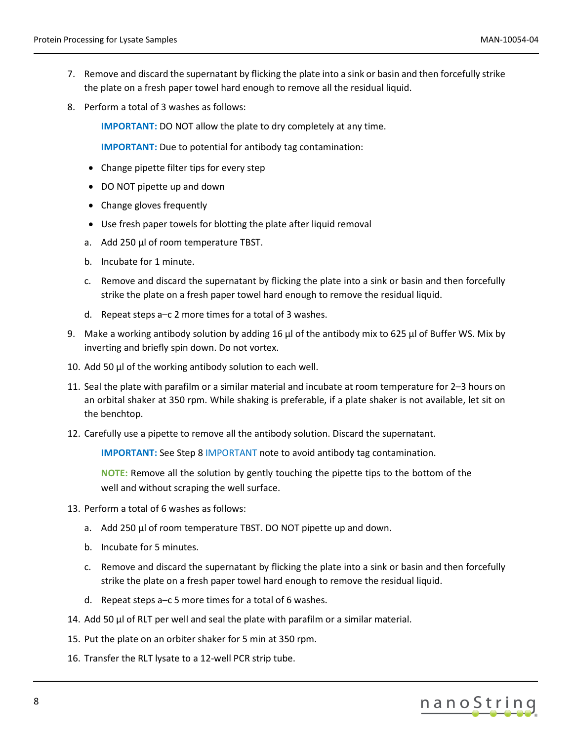7. Remove and discard the supernatant by flicking the plate into a sink or basin and then forcefully strike the plate on a fresh paper towel hard enough to remove all the residual liquid.
8. Perform a total of 3 washes as follows:

   **IMPORTANT:** DO NOT allow the plate to dry completely at any time.

   **IMPORTANT:** Due to potential for antibody tag contamination:

   - Change pipette filter tips for every step
   - DO NOT pipette up and down
   - Change gloves frequently
   - Use fresh paper towels for blotting the plate after liquid removal

   a. Add 250 µl of room temperature TBST.

   b. Incubate for 1 minute.

   c. Remove and discard the supernatant by flicking the plate into a sink or basin and then forcefully strike the plate on a fresh paper towel hard enough to remove the residual liquid.

   d. Repeat steps a–c 2 more times for a total of 3 washes.
9. Make a working antibody solution by adding 16 µl of the antibody mix to 625 µl of Buffer WS. Mix by inverting and briefly spin down. Do not vortex.
10. Add 50 µl of the working antibody solution to each well.
11. Seal the plate with parafilm or a similar material and incubate at room temperature for 2–3 hours on an orbital shaker at 350 rpm. While shaking is preferable, if a plate shaker is not available, let sit on the benchtop.
12. Carefully use a pipette to remove all the antibody solution. Discard the supernatant.

    **IMPORTANT:** See Step 8 IMPORTANT note to avoid antibody tag contamination.

    **NOTE:** Remove all the solution by gently touching the pipette tips to the bottom of the well and without scraping the well surface.
13. Perform a total of 6 washes as follows:

    a. Add 250 µl of room temperature TBST. DO NOT pipette up and down.

    b. Incubate for 5 minutes.

    c. Remove and discard the supernatant by flicking the plate into a sink or basin and then forcefully strike the plate on a fresh paper towel hard enough to remove the residual liquid.

    d. Repeat steps a–c 5 more times for a total of 6 washes.
14. Add 50 µl of RLT per well and seal the plate with parafilm or a similar material.
15. Put the plate on an orbiter shaker for 5 min at 350 rpm.
16. Transfer the RLT lysate to a 12-well PCR strip tube.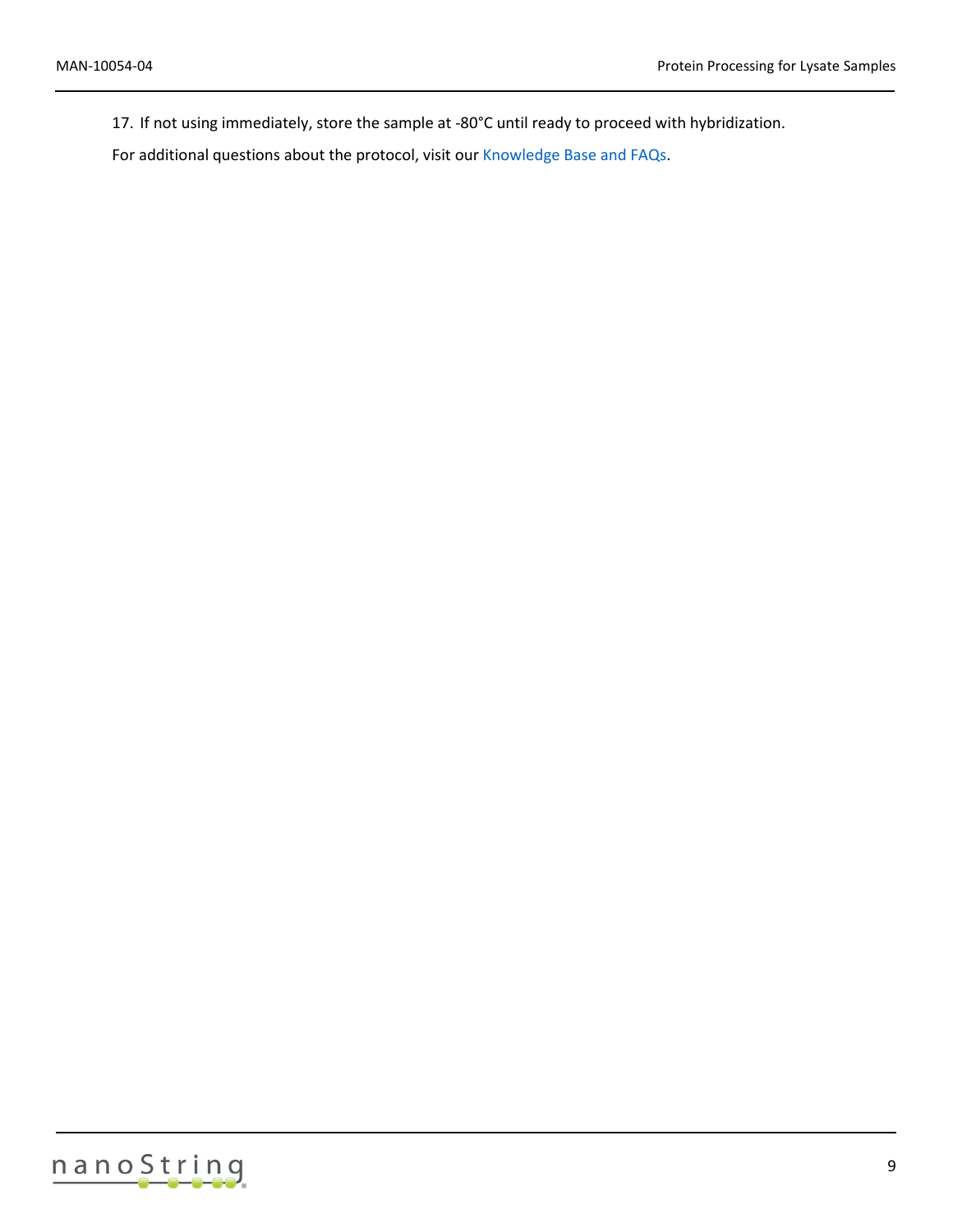17. If not using immediately, store the sample at -80°C until ready to proceed with hybridization.

For additional questions about the protocol, visit our Knowledge Base and FAQs.